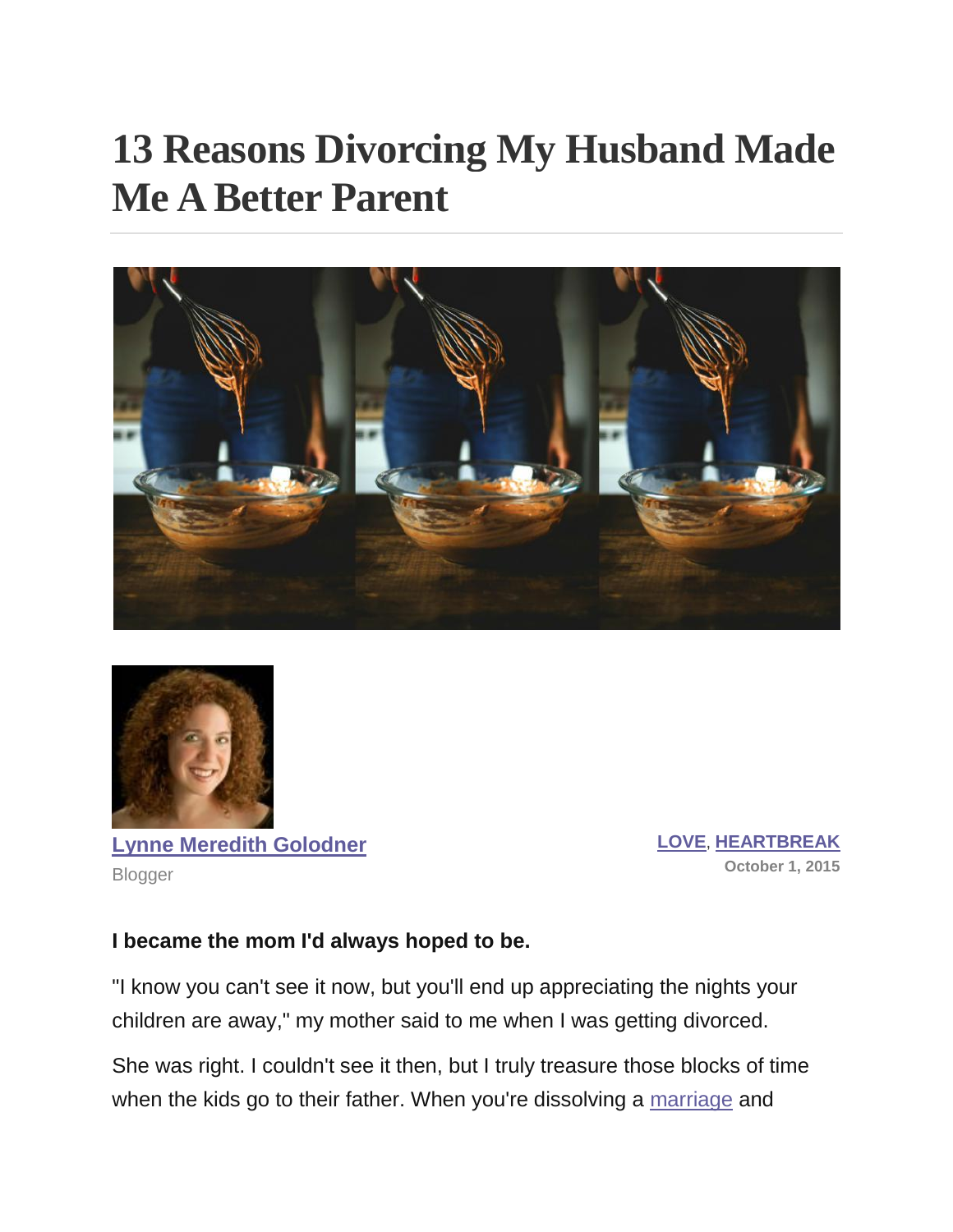# 13 Reasons Divorcing My Husband Made Me A Better Parent

Lynne Meredith Golodner
Blogger

LOVE, HEARTBREAK
October 1, 2015

**I became the mom I'd always hoped to be.**

"I know you can't see it now, but you'll end up appreciating the nights your children are away," my mother said to me when I was getting divorced.

She was right. I couldn't see it then, but I truly treasure those blocks of time when the kids go to their father. When you're dissolving a marriage and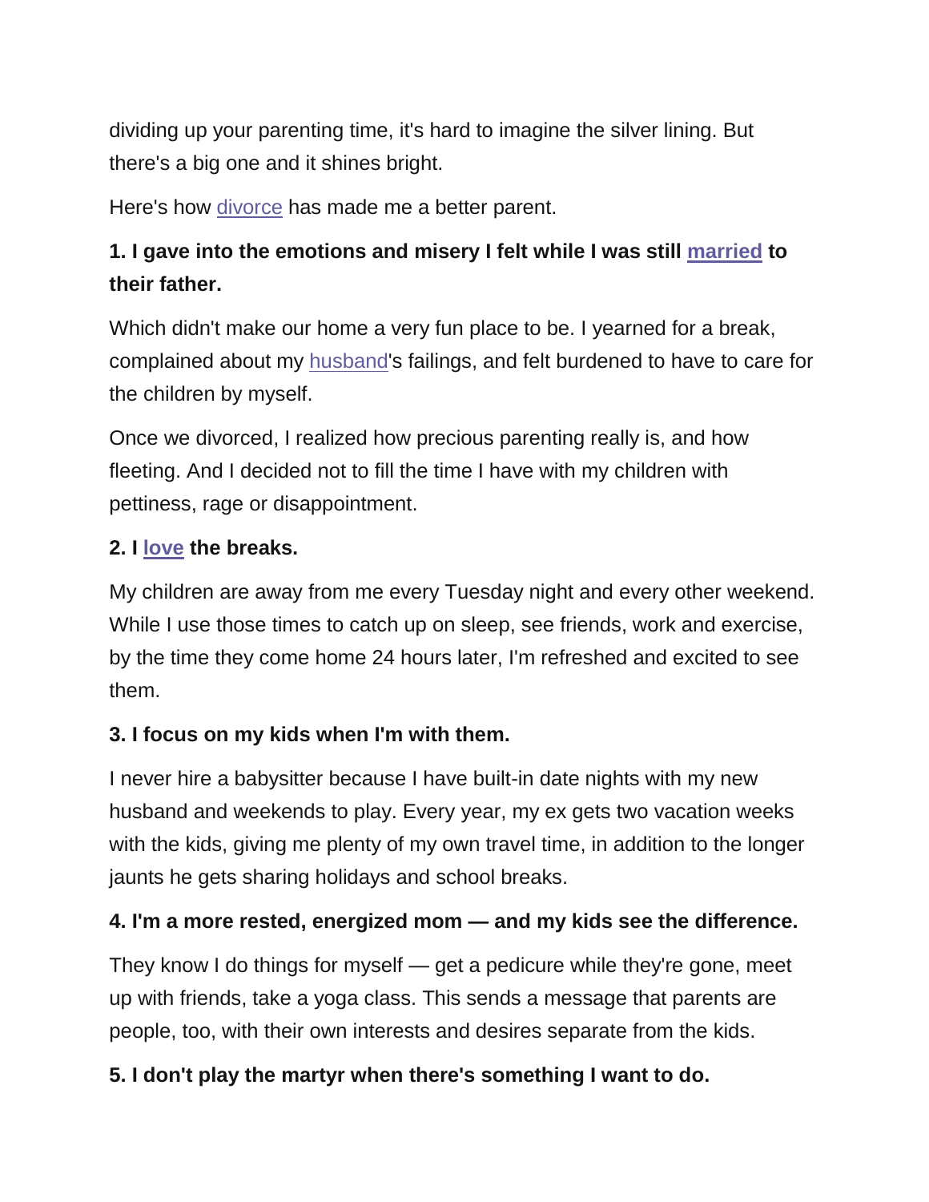dividing up your parenting time, it's hard to imagine the silver lining. But there's a big one and it shines bright.

Here's how divorce has made me a better parent.

**1. I gave into the emotions and misery I felt while I was still married to their father.**

Which didn't make our home a very fun place to be. I yearned for a break, complained about my husband's failings, and felt burdened to have to care for the children by myself.

Once we divorced, I realized how precious parenting really is, and how fleeting. And I decided not to fill the time I have with my children with pettiness, rage or disappointment.

**2. I love the breaks.**

My children are away from me every Tuesday night and every other weekend. While I use those times to catch up on sleep, see friends, work and exercise, by the time they come home 24 hours later, I'm refreshed and excited to see them.

**3. I focus on my kids when I'm with them.**

I never hire a babysitter because I have built-in date nights with my new husband and weekends to play. Every year, my ex gets two vacation weeks with the kids, giving me plenty of my own travel time, in addition to the longer jaunts he gets sharing holidays and school breaks.

**4. I'm a more rested, energized mom — and my kids see the difference.**

They know I do things for myself — get a pedicure while they're gone, meet up with friends, take a yoga class. This sends a message that parents are people, too, with their own interests and desires separate from the kids.

**5. I don't play the martyr when there's something I want to do.**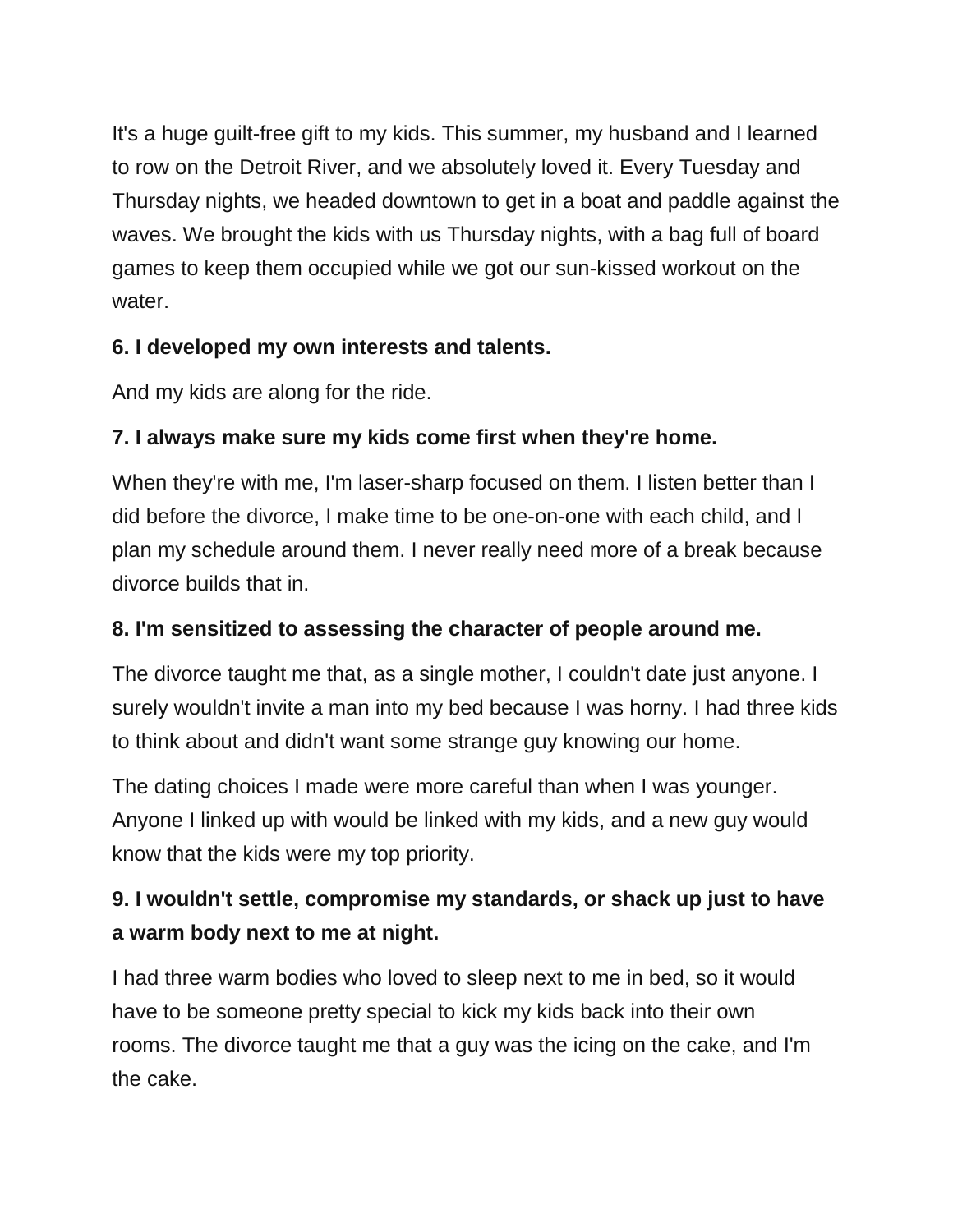It's a huge guilt-free gift to my kids. This summer, my husband and I learned to row on the Detroit River, and we absolutely loved it. Every Tuesday and Thursday nights, we headed downtown to get in a boat and paddle against the waves. We brought the kids with us Thursday nights, with a bag full of board games to keep them occupied while we got our sun-kissed workout on the water.

**6. I developed my own interests and talents.**

And my kids are along for the ride.

**7. I always make sure my kids come first when they're home.**

When they're with me, I'm laser-sharp focused on them. I listen better than I did before the divorce, I make time to be one-on-one with each child, and I plan my schedule around them. I never really need more of a break because divorce builds that in.

**8. I'm sensitized to assessing the character of people around me.**

The divorce taught me that, as a single mother, I couldn't date just anyone. I surely wouldn't invite a man into my bed because I was horny. I had three kids to think about and didn't want some strange guy knowing our home.

The dating choices I made were more careful than when I was younger. Anyone I linked up with would be linked with my kids, and a new guy would know that the kids were my top priority.

**9. I wouldn't settle, compromise my standards, or shack up just to have a warm body next to me at night.**

I had three warm bodies who loved to sleep next to me in bed, so it would have to be someone pretty special to kick my kids back into their own rooms. The divorce taught me that a guy was the icing on the cake, and I'm the cake.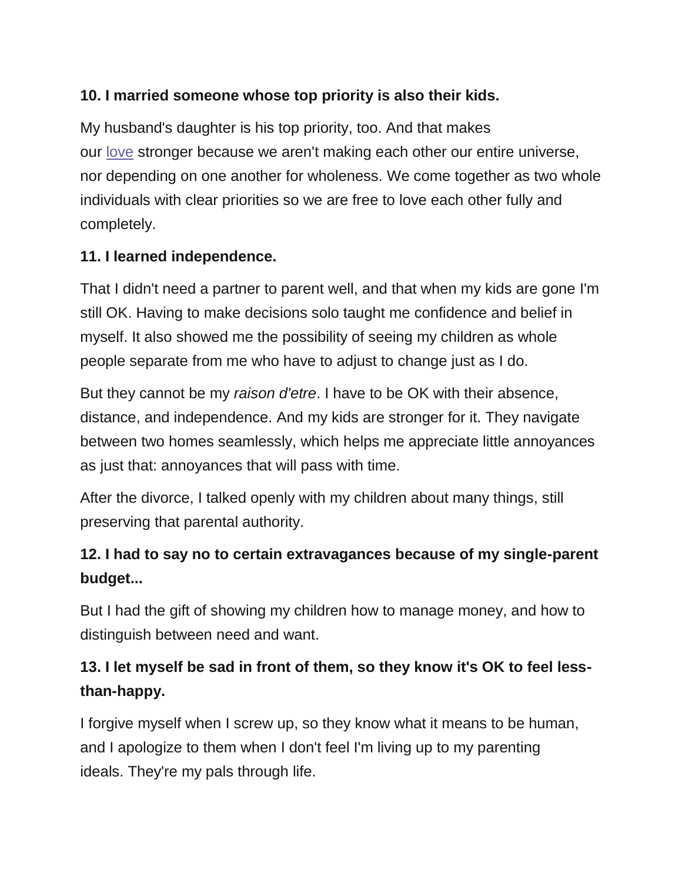**10. I married someone whose top priority is also their kids.**

My husband's daughter is his top priority, too. And that makes our love stronger because we aren't making each other our entire universe, nor depending on one another for wholeness. We come together as two whole individuals with clear priorities so we are free to love each other fully and completely.

**11. I learned independence.**

That I didn't need a partner to parent well, and that when my kids are gone I'm still OK. Having to make decisions solo taught me confidence and belief in myself. It also showed me the possibility of seeing my children as whole people separate from me who have to adjust to change just as I do.

But they cannot be my *raison d'etre*. I have to be OK with their absence, distance, and independence. And my kids are stronger for it. They navigate between two homes seamlessly, which helps me appreciate little annoyances as just that: annoyances that will pass with time.

After the divorce, I talked openly with my children about many things, still preserving that parental authority.

**12. I had to say no to certain extravagances because of my single-parent budget...**

But I had the gift of showing my children how to manage money, and how to distinguish between need and want.

**13. I let myself be sad in front of them, so they know it's OK to feel less-than-happy.**

I forgive myself when I screw up, so they know what it means to be human, and I apologize to them when I don't feel I'm living up to my parenting ideals. They're my pals through life.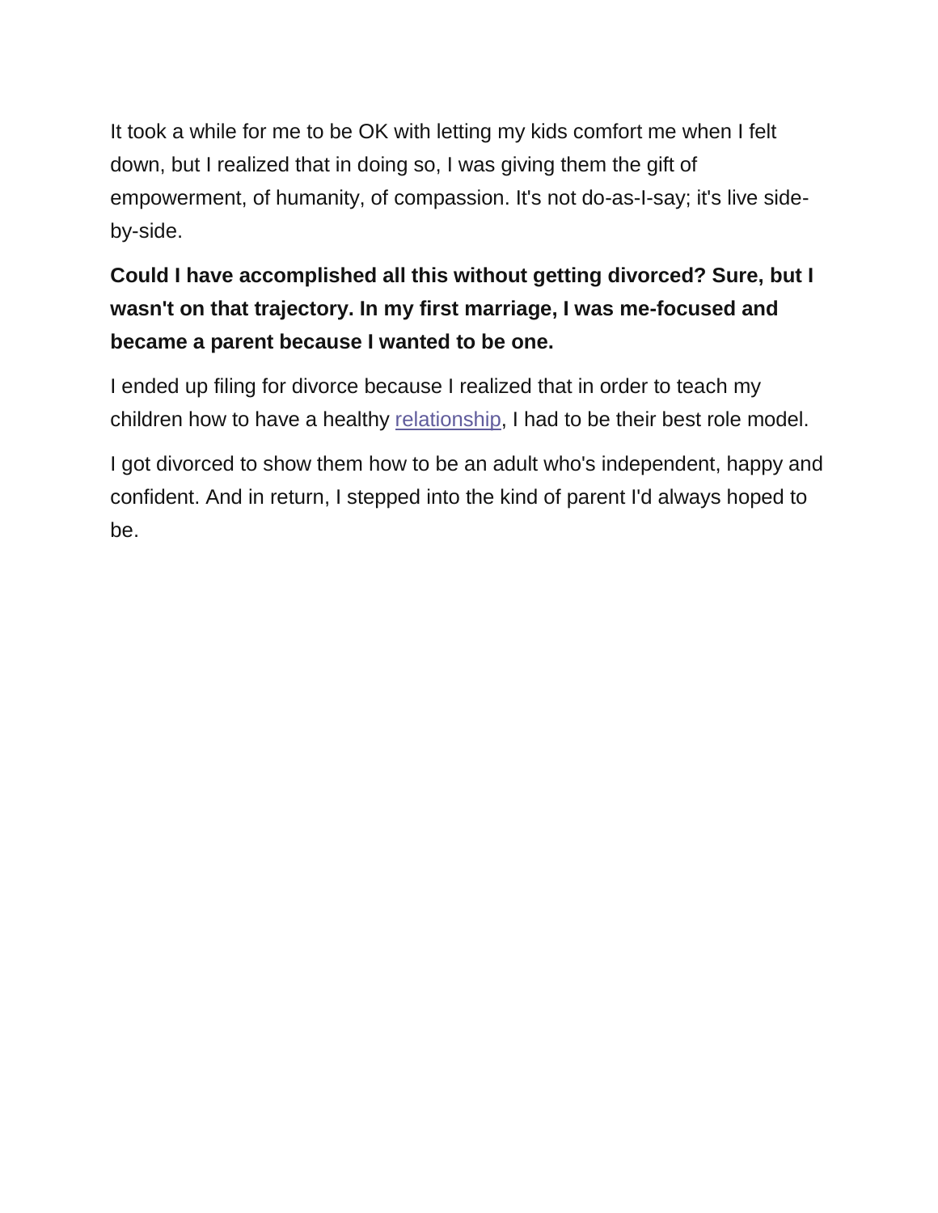It took a while for me to be OK with letting my kids comfort me when I felt down, but I realized that in doing so, I was giving them the gift of empowerment, of humanity, of compassion. It's not do-as-I-say; it's live side-by-side.

**Could I have accomplished all this without getting divorced? Sure, but I wasn't on that trajectory. In my first marriage, I was me-focused and became a parent because I wanted to be one.**

I ended up filing for divorce because I realized that in order to teach my children how to have a healthy relationship, I had to be their best role model.

I got divorced to show them how to be an adult who's independent, happy and confident. And in return, I stepped into the kind of parent I'd always hoped to be.